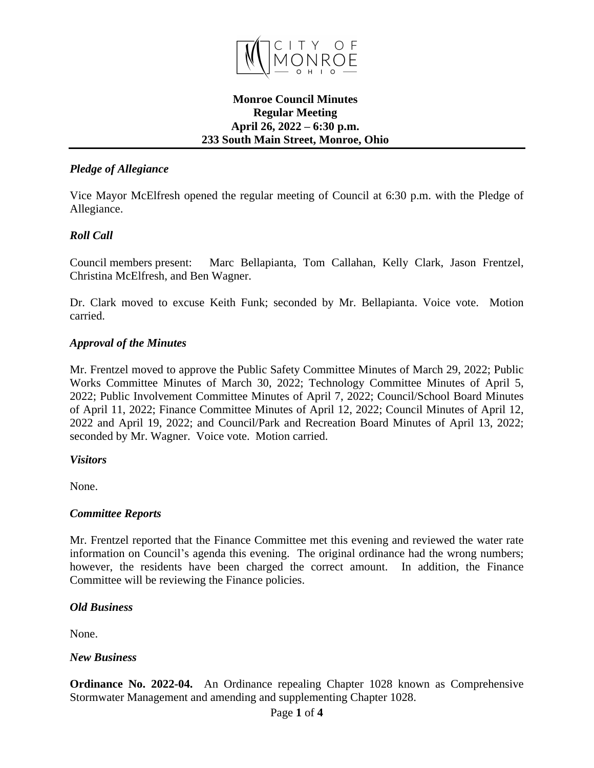# Monroe Council Minutes
## Regular Meeting
## April 26, 2022 – 6:30 p.m.
## 233 South Main Street, Monroe, Ohio

### *Pledge of Allegiance*

Vice Mayor McElfresh opened the regular meeting of Council at 6:30 p.m. with the Pledge of Allegiance.

### *Roll Call*

Council members present: Marc Bellapianta, Tom Callahan, Kelly Clark, Jason Frentzel, Christina McElfresh, and Ben Wagner.

Dr. Clark moved to excuse Keith Funk; seconded by Mr. Bellapianta. Voice vote. Motion carried.

### *Approval of the Minutes*

Mr. Frentzel moved to approve the Public Safety Committee Minutes of March 29, 2022; Public Works Committee Minutes of March 30, 2022; Technology Committee Minutes of April 5, 2022; Public Involvement Committee Minutes of April 7, 2022; Council/School Board Minutes of April 11, 2022; Finance Committee Minutes of April 12, 2022; Council Minutes of April 12, 2022 and April 19, 2022; and Council/Park and Recreation Board Minutes of April 13, 2022; seconded by Mr. Wagner. Voice vote. Motion carried.

### *Visitors*

None.

### *Committee Reports*

Mr. Frentzel reported that the Finance Committee met this evening and reviewed the water rate information on Council's agenda this evening. The original ordinance had the wrong numbers; however, the residents have been charged the correct amount. In addition, the Finance Committee will be reviewing the Finance policies.

### *Old Business*

None.

### *New Business*

**Ordinance No. 2022-04.** An Ordinance repealing Chapter 1028 known as Comprehensive Stormwater Management and amending and supplementing Chapter 1028.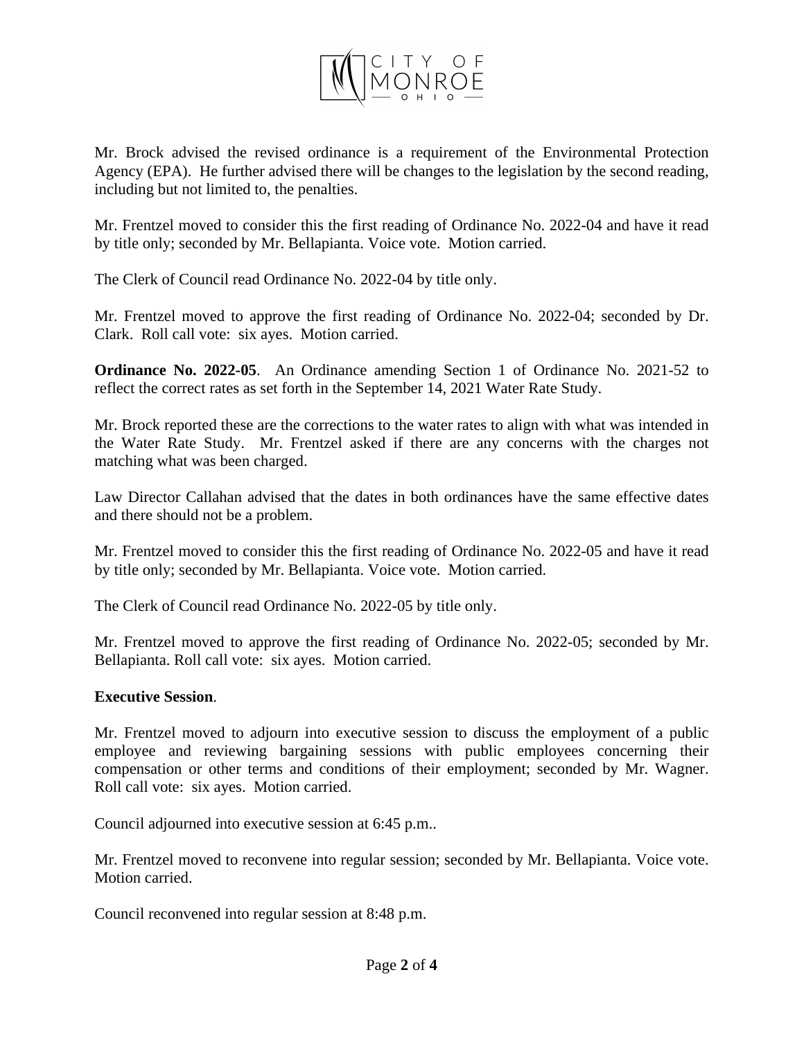Mr. Brock advised the revised ordinance is a requirement of the Environmental Protection Agency (EPA). He further advised there will be changes to the legislation by the second reading, including but not limited to, the penalties.

Mr. Frentzel moved to consider this the first reading of Ordinance No. 2022-04 and have it read by title only; seconded by Mr. Bellapianta. Voice vote. Motion carried.

The Clerk of Council read Ordinance No. 2022-04 by title only.

Mr. Frentzel moved to approve the first reading of Ordinance No. 2022-04; seconded by Dr. Clark. Roll call vote: six ayes. Motion carried.

**Ordinance No. 2022-05**. An Ordinance amending Section 1 of Ordinance No. 2021-52 to reflect the correct rates as set forth in the September 14, 2021 Water Rate Study.

Mr. Brock reported these are the corrections to the water rates to align with what was intended in the Water Rate Study. Mr. Frentzel asked if there are any concerns with the charges not matching what was been charged.

Law Director Callahan advised that the dates in both ordinances have the same effective dates and there should not be a problem.

Mr. Frentzel moved to consider this the first reading of Ordinance No. 2022-05 and have it read by title only; seconded by Mr. Bellapianta. Voice vote. Motion carried.

The Clerk of Council read Ordinance No. 2022-05 by title only.

Mr. Frentzel moved to approve the first reading of Ordinance No. 2022-05; seconded by Mr. Bellapianta. Roll call vote: six ayes. Motion carried.

**Executive Session**.

Mr. Frentzel moved to adjourn into executive session to discuss the employment of a public employee and reviewing bargaining sessions with public employees concerning their compensation or other terms and conditions of their employment; seconded by Mr. Wagner. Roll call vote: six ayes. Motion carried.

Council adjourned into executive session at 6:45 p.m..

Mr. Frentzel moved to reconvene into regular session; seconded by Mr. Bellapianta. Voice vote. Motion carried.

Council reconvened into regular session at 8:48 p.m.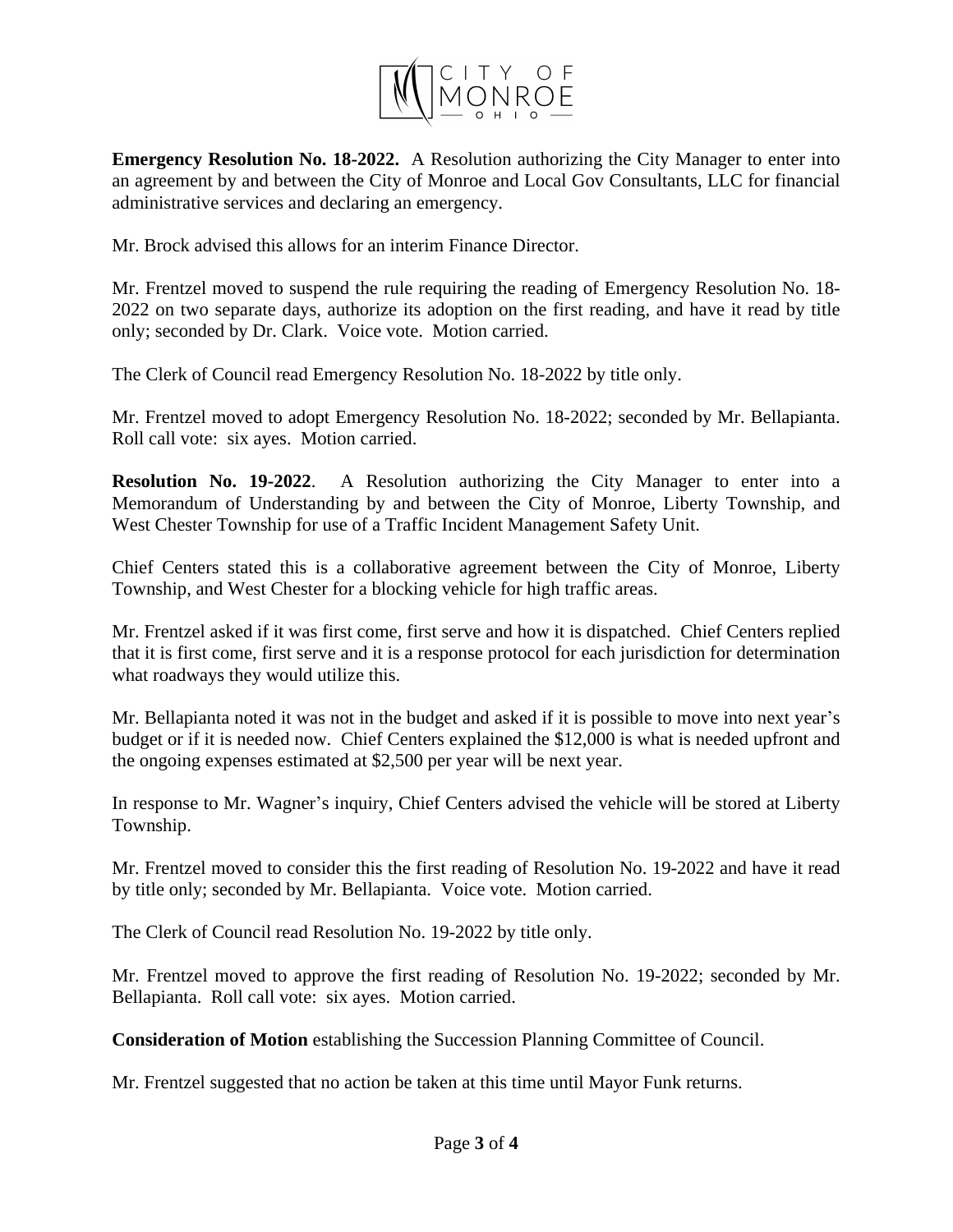**Emergency Resolution No. 18-2022.** A Resolution authorizing the City Manager to enter into an agreement by and between the City of Monroe and Local Gov Consultants, LLC for financial administrative services and declaring an emergency.

Mr. Brock advised this allows for an interim Finance Director.

Mr. Frentzel moved to suspend the rule requiring the reading of Emergency Resolution No. 18-2022 on two separate days, authorize its adoption on the first reading, and have it read by title only; seconded by Dr. Clark. Voice vote. Motion carried.

The Clerk of Council read Emergency Resolution No. 18-2022 by title only.

Mr. Frentzel moved to adopt Emergency Resolution No. 18-2022; seconded by Mr. Bellapianta. Roll call vote: six ayes. Motion carried.

**Resolution No. 19-2022**. A Resolution authorizing the City Manager to enter into a Memorandum of Understanding by and between the City of Monroe, Liberty Township, and West Chester Township for use of a Traffic Incident Management Safety Unit.

Chief Centers stated this is a collaborative agreement between the City of Monroe, Liberty Township, and West Chester for a blocking vehicle for high traffic areas.

Mr. Frentzel asked if it was first come, first serve and how it is dispatched. Chief Centers replied that it is first come, first serve and it is a response protocol for each jurisdiction for determination what roadways they would utilize this.

Mr. Bellapianta noted it was not in the budget and asked if it is possible to move into next year's budget or if it is needed now. Chief Centers explained the $12,000 is what is needed upfront and the ongoing expenses estimated at $2,500 per year will be next year.

In response to Mr. Wagner's inquiry, Chief Centers advised the vehicle will be stored at Liberty Township.

Mr. Frentzel moved to consider this the first reading of Resolution No. 19-2022 and have it read by title only; seconded by Mr. Bellapianta. Voice vote. Motion carried.

The Clerk of Council read Resolution No. 19-2022 by title only.

Mr. Frentzel moved to approve the first reading of Resolution No. 19-2022; seconded by Mr. Bellapianta. Roll call vote: six ayes. Motion carried.

**Consideration of Motion** establishing the Succession Planning Committee of Council.

Mr. Frentzel suggested that no action be taken at this time until Mayor Funk returns.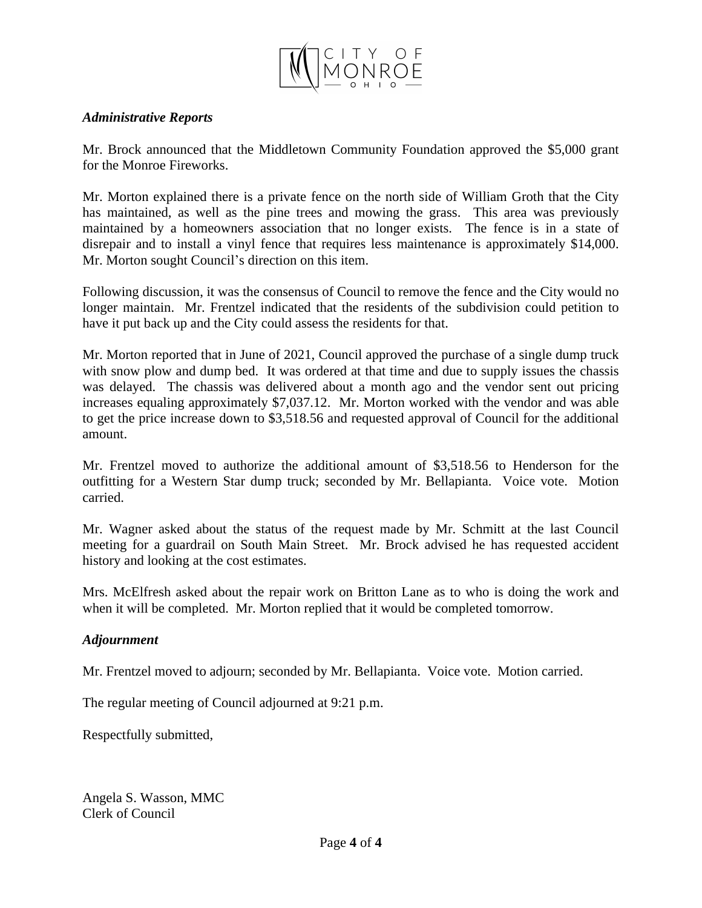### *Administrative Reports*

Mr. Brock announced that the Middletown Community Foundation approved the $5,000 grant for the Monroe Fireworks.

Mr. Morton explained there is a private fence on the north side of William Groth that the City has maintained, as well as the pine trees and mowing the grass. This area was previously maintained by a homeowners association that no longer exists. The fence is in a state of disrepair and to install a vinyl fence that requires less maintenance is approximately $14,000. Mr. Morton sought Council's direction on this item.

Following discussion, it was the consensus of Council to remove the fence and the City would no longer maintain. Mr. Frentzel indicated that the residents of the subdivision could petition to have it put back up and the City could assess the residents for that.

Mr. Morton reported that in June of 2021, Council approved the purchase of a single dump truck with snow plow and dump bed. It was ordered at that time and due to supply issues the chassis was delayed. The chassis was delivered about a month ago and the vendor sent out pricing increases equaling approximately $7,037.12. Mr. Morton worked with the vendor and was able to get the price increase down to $3,518.56 and requested approval of Council for the additional amount.

Mr. Frentzel moved to authorize the additional amount of $3,518.56 to Henderson for the outfitting for a Western Star dump truck; seconded by Mr. Bellapianta. Voice vote. Motion carried.

Mr. Wagner asked about the status of the request made by Mr. Schmitt at the last Council meeting for a guardrail on South Main Street. Mr. Brock advised he has requested accident history and looking at the cost estimates.

Mrs. McElfresh asked about the repair work on Britton Lane as to who is doing the work and when it will be completed. Mr. Morton replied that it would be completed tomorrow.

### *Adjournment*

Mr. Frentzel moved to adjourn; seconded by Mr. Bellapianta. Voice vote. Motion carried.

The regular meeting of Council adjourned at 9:21 p.m.

Respectfully submitted,

Angela S. Wasson, MMC
Clerk of Council